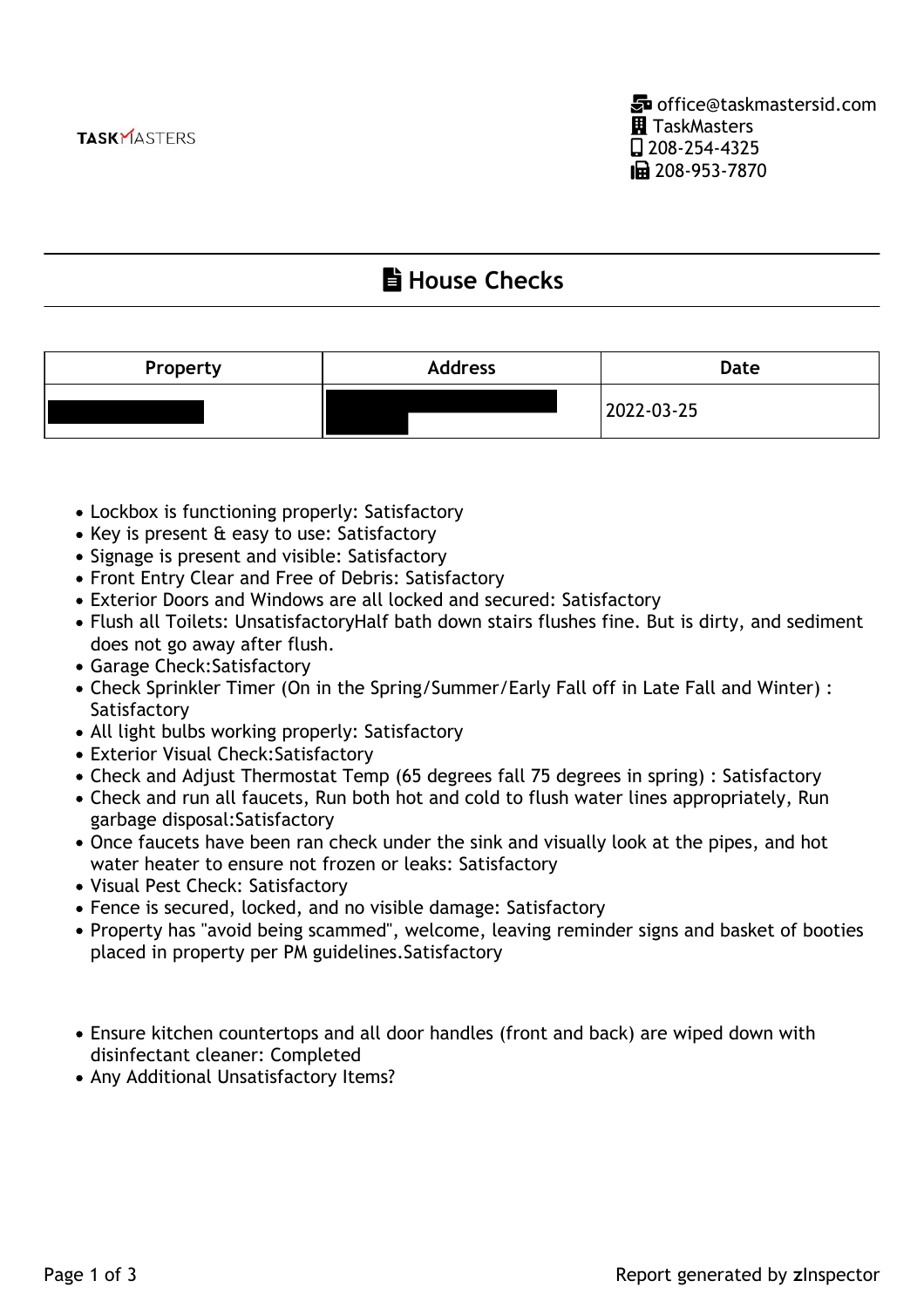TASKMASTERS

office@taskmastersid.com
TaskMasters
208-254-4325
208-953-7870

# House Checks

| Property | Address | Date |
| --- | --- | --- |
| | | 2022-03-25 |

- Lockbox is functioning properly: Satisfactory
- Key is present & easy to use: Satisfactory
- Signage is present and visible: Satisfactory
- Front Entry Clear and Free of Debris: Satisfactory
- Exterior Doors and Windows are all locked and secured: Satisfactory
- Flush all Toilets: UnsatisfactoryHalf bath down stairs flushes fine. But is dirty, and sediment does not go away after flush.
- Garage Check:Satisfactory
- Check Sprinkler Timer (On in the Spring/Summer/Early Fall off in Late Fall and Winter) : Satisfactory
- All light bulbs working properly: Satisfactory
- Exterior Visual Check:Satisfactory
- Check and Adjust Thermostat Temp (65 degrees fall 75 degrees in spring) : Satisfactory
- Check and run all faucets, Run both hot and cold to flush water lines appropriately, Run garbage disposal:Satisfactory
- Once faucets have been ran check under the sink and visually look at the pipes, and hot water heater to ensure not frozen or leaks: Satisfactory
- Visual Pest Check: Satisfactory
- Fence is secured, locked, and no visible damage: Satisfactory
- Property has "avoid being scammed", welcome, leaving reminder signs and basket of booties placed in property per PM guidelines.Satisfactory

- Ensure kitchen countertops and all door handles (front and back) are wiped down with disinfectant cleaner: Completed
- Any Additional Unsatisfactory Items?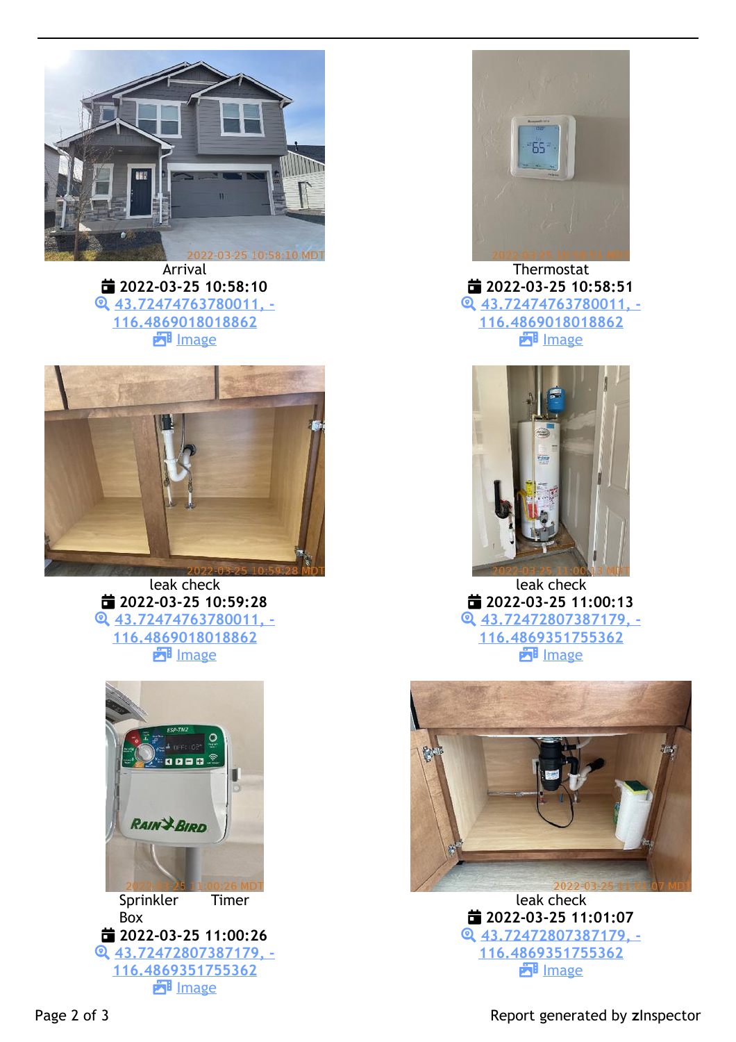Arrival
2022-03-25 10:58:10
[43.7247476378001​1, -116.4869018018862]
Image

Thermostat
2022-03-25 10:58:51
[43.72474763780011, -116.4869018018862]
Image

leak check
2022-03-25 10:59:28
[43.72474763780011, -116.4869018018862]
Image

leak check
2022-03-25 11:00:13
[43.72472807387179, -116.4869351755362]
Image

Sprinkler Timer Box
2022-03-25 11:00:26
[43.72472807387179, -116.4869351755362]
Image

leak check
2022-03-25 11:01:07
[43.72472807387179, -116.4869351755362]
Image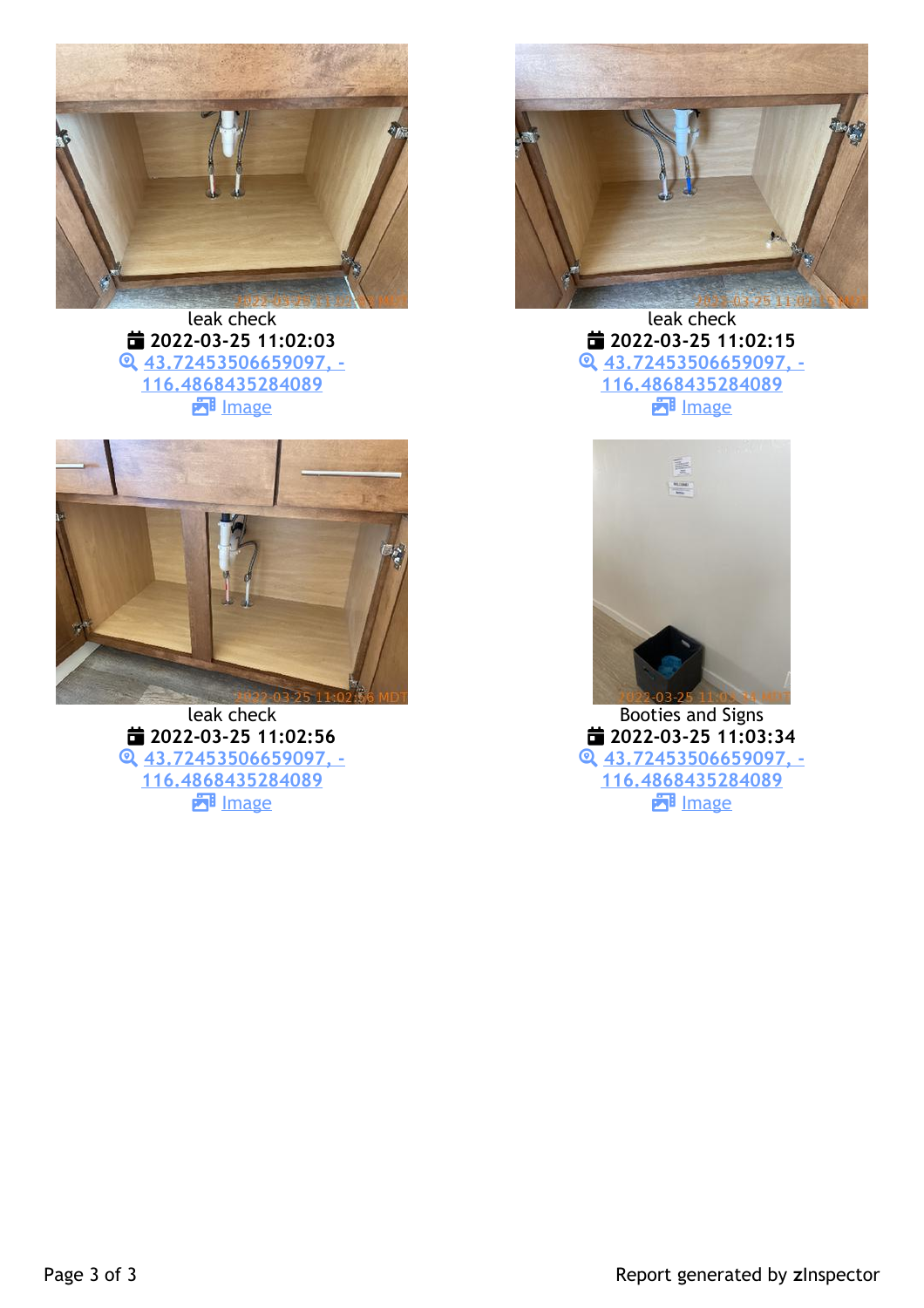leak check
2022-03-25 11:02:03
43.72453506659097, -116.4868435284089
Image

leak check
2022-03-25 11:02:15
43.72453506659097, -116.4868435284089
Image

leak check
2022-03-25 11:02:56
43.72453506659097, -116.4868435284089
Image

Booties and Signs
2022-03-25 11:03:34
43.72453506659097, -116.4868435284089
Image

Report generated by zInspector